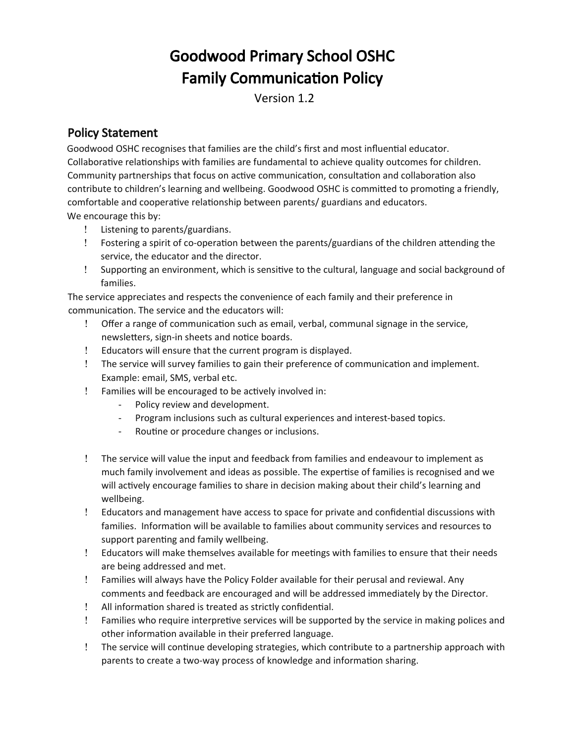# Goodwood Primary School OSHC
# Family Communication Policy

Version 1.2

## Policy Statement

Goodwood OSHC recognises that families are the child's first and most influential educator. Collaborative relationships with families are fundamental to achieve quality outcomes for children. Community partnerships that focus on active communication, consultation and collaboration also contribute to children's learning and wellbeing. Goodwood OSHC is committed to promoting a friendly, comfortable and cooperative relationship between parents/ guardians and educators.

We encourage this by:

- Listening to parents/guardians.
- Fostering a spirit of co-operation between the parents/guardians of the children attending the service, the educator and the director.
- Supporting an environment, which is sensitive to the cultural, language and social background of families.

The service appreciates and respects the convenience of each family and their preference in communication. The service and the educators will:

- Offer a range of communication such as email, verbal, communal signage in the service, newsletters, sign-in sheets and notice boards.
- Educators will ensure that the current program is displayed.
- The service will survey families to gain their preference of communication and implement. Example: email, SMS, verbal etc.
- Families will be encouraged to be actively involved in:
  - Policy review and development.
  - Program inclusions such as cultural experiences and interest-based topics.
  - Routine or procedure changes or inclusions.
- The service will value the input and feedback from families and endeavour to implement as much family involvement and ideas as possible. The expertise of families is recognised and we will actively encourage families to share in decision making about their child's learning and wellbeing.
- Educators and management have access to space for private and confidential discussions with families. Information will be available to families about community services and resources to support parenting and family wellbeing.
- Educators will make themselves available for meetings with families to ensure that their needs are being addressed and met.
- Families will always have the Policy Folder available for their perusal and reviewal. Any comments and feedback are encouraged and will be addressed immediately by the Director.
- All information shared is treated as strictly confidential.
- Families who require interpretive services will be supported by the service in making polices and other information available in their preferred language.
- The service will continue developing strategies, which contribute to a partnership approach with parents to create a two-way process of knowledge and information sharing.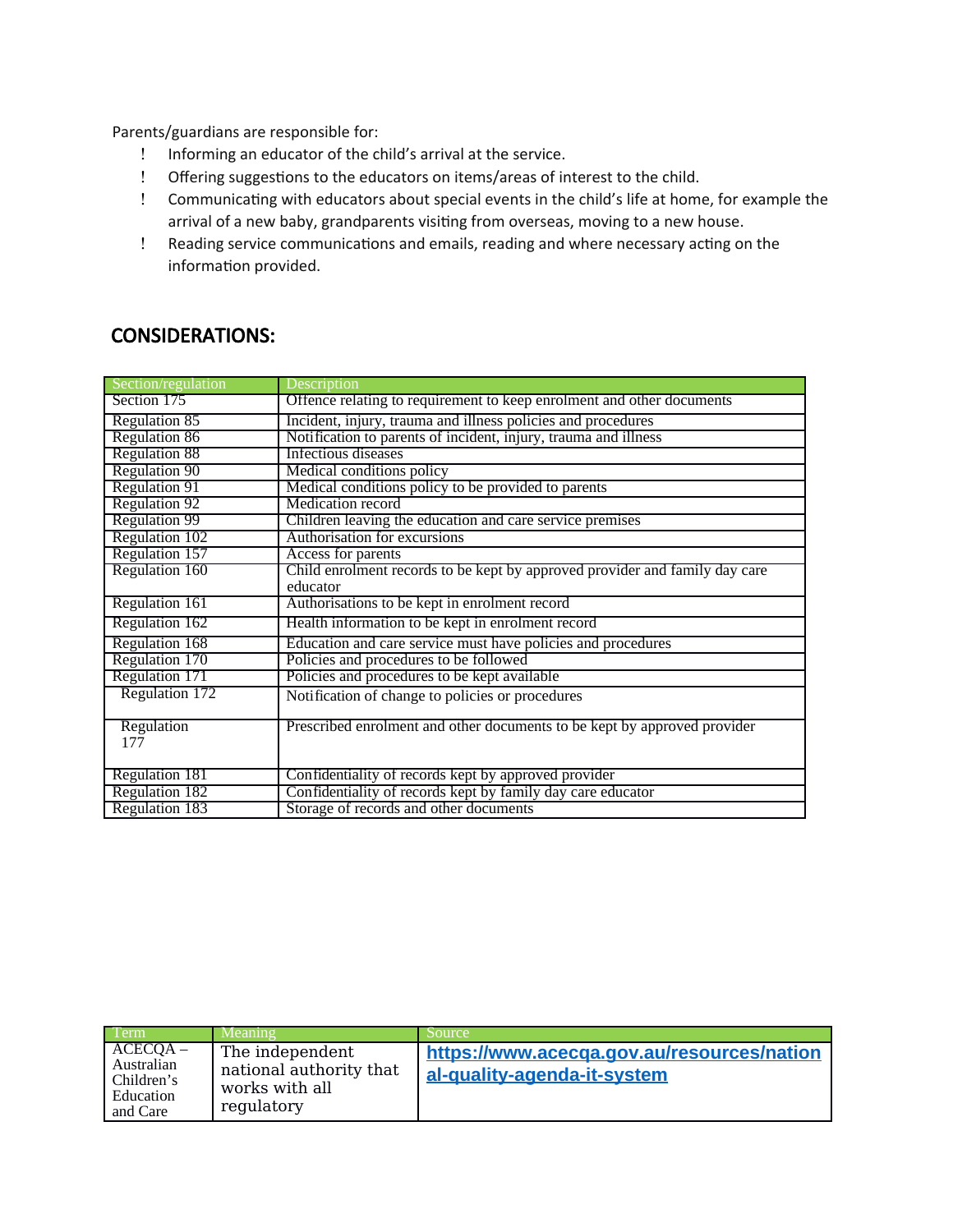Parents/guardians are responsible for:

- Informing an educator of the child's arrival at the service.
- Offering suggestions to the educators on items/areas of interest to the child.
- Communicating with educators about special events in the child's life at home, for example the arrival of a new baby, grandparents visiting from overseas, moving to a new house.
- Reading service communications and emails, reading and where necessary acting on the information provided.

## CONSIDERATIONS:

| Section/regulation | Description |
|---|---|
| Section 175 | Offence relating to requirement to keep enrolment and other documents |
| Regulation 85 | Incident, injury, trauma and illness policies and procedures |
| Regulation 86 | Notification to parents of incident, injury, trauma and illness |
| Regulation 88 | Infectious diseases |
| Regulation 90 | Medical conditions policy |
| Regulation 91 | Medical conditions policy to be provided to parents |
| Regulation 92 | Medication record |
| Regulation 99 | Children leaving the education and care service premises |
| Regulation 102 | Authorisation for excursions |
| Regulation 157 | Access for parents |
| Regulation 160 | Child enrolment records to be kept by approved provider and family day care educator |
| Regulation 161 | Authorisations to be kept in enrolment record |
| Regulation 162 | Health information to be kept in enrolment record |
| Regulation 168 | Education and care service must have policies and procedures |
| Regulation 170 | Policies and procedures to be followed |
| Regulation 171 | Policies and procedures to be kept available |
| Regulation 172 | Notification of change to policies or procedures |
| Regulation 177 | Prescribed enrolment and other documents to be kept by approved provider |
| Regulation 181 | Confidentiality of records kept by approved provider |
| Regulation 182 | Confidentiality of records kept by family day care educator |
| Regulation 183 | Storage of records and other documents |

| Term | Meaning | Source |
|---|---|---|
| ACECQA – Australian Children's Education and Care | The independent national authority that works with all regulatory | https://www.acecqa.gov.au/resources/national-quality-agenda-it-system |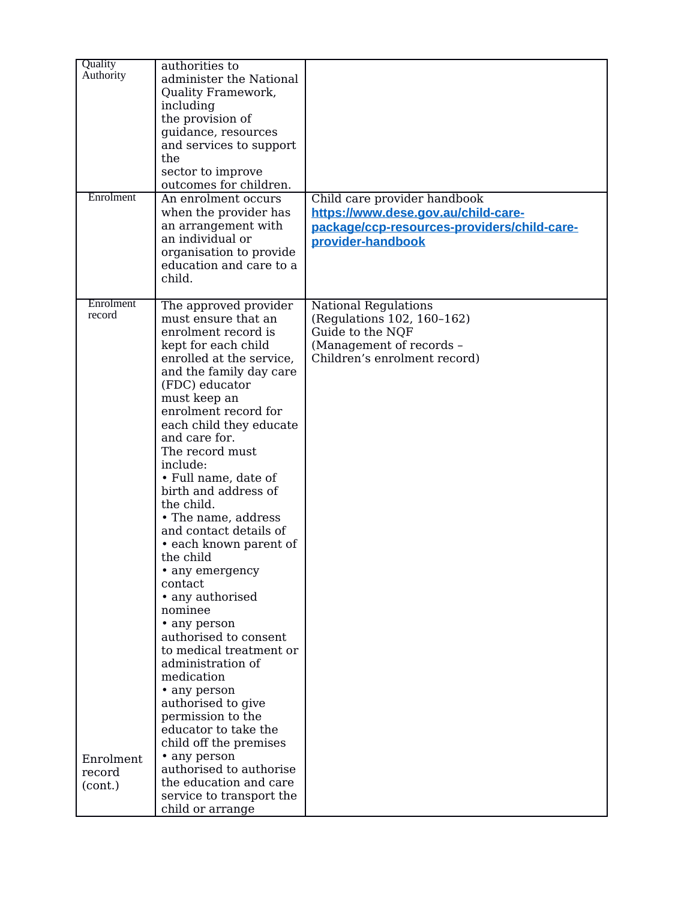| | | |
|---|---|---|
| Quality Authority | authorities to administer the National Quality Framework, including the provision of guidance, resources and services to support the sector to improve outcomes for children. | |
| Enrolment | An enrolment occurs when the provider has an arrangement with an individual or organisation to provide education and care to a child. | Child care provider handbook **[https://www.dese.gov.au/child-care-package/ccp-resources-providers/child-care-provider-handbook](https://www.dese.gov.au/child-care-package/ccp-resources-providers/child-care-provider-handbook)** |
| Enrolment record<br><br>Enrolment record (cont.) | The approved provider must ensure that an enrolment record is kept for each child enrolled at the service, and the family day care (FDC) educator must keep an enrolment record for each child they educate and care for.<br>The record must include:<br>• Full name, date of birth and address of the child.<br>• The name, address and contact details of<br>• each known parent of the child<br>• any emergency contact<br>• any authorised nominee<br>• any person authorised to consent to medical treatment or administration of medication<br>• any person authorised to give permission to the educator to take the child off the premises<br>• any person authorised to authorise the education and care service to transport the child or arrange | National Regulations (Regulations 102, 160–162)<br>Guide to the NQF (Management of records – Children's enrolment record) |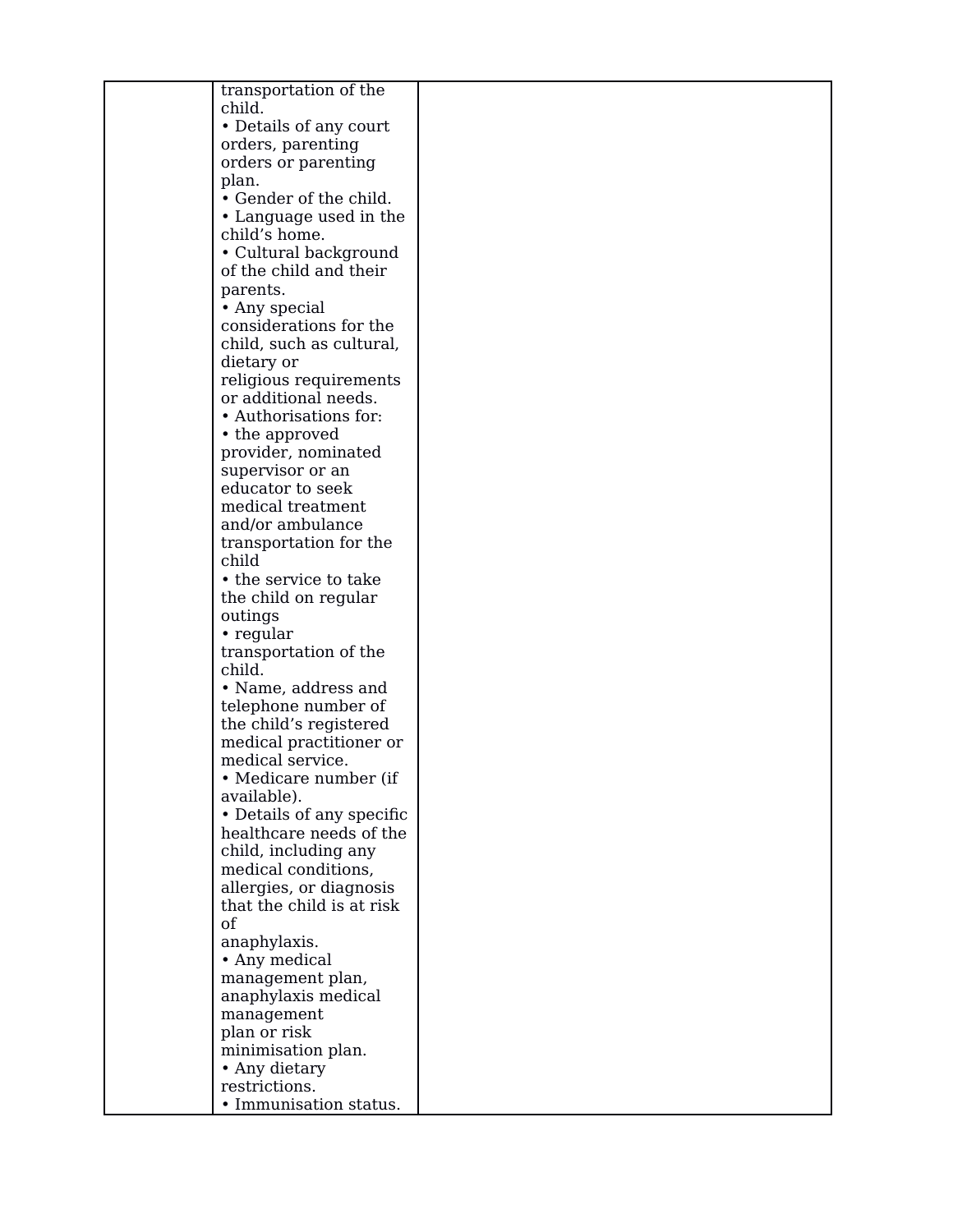|  |  |  |
|---|---|---|
|  | transportation of the child.<br>• Details of any court orders, parenting orders or parenting plan.<br>• Gender of the child.<br>• Language used in the child's home.<br>• Cultural background of the child and their parents.<br>• Any special considerations for the child, such as cultural, dietary or religious requirements or additional needs.<br>• Authorisations for:<br>• the approved provider, nominated supervisor or an educator to seek medical treatment and/or ambulance transportation for the child<br>• the service to take the child on regular outings<br>• regular transportation of the child.<br>• Name, address and telephone number of the child's registered medical practitioner or medical service.<br>• Medicare number (if available).<br>• Details of any specific healthcare needs of the child, including any medical conditions, allergies, or diagnosis that the child is at risk of anaphylaxis.<br>• Any medical management plan, anaphylaxis medical management plan or risk minimisation plan.<br>• Any dietary restrictions.<br>• Immunisation status. |  |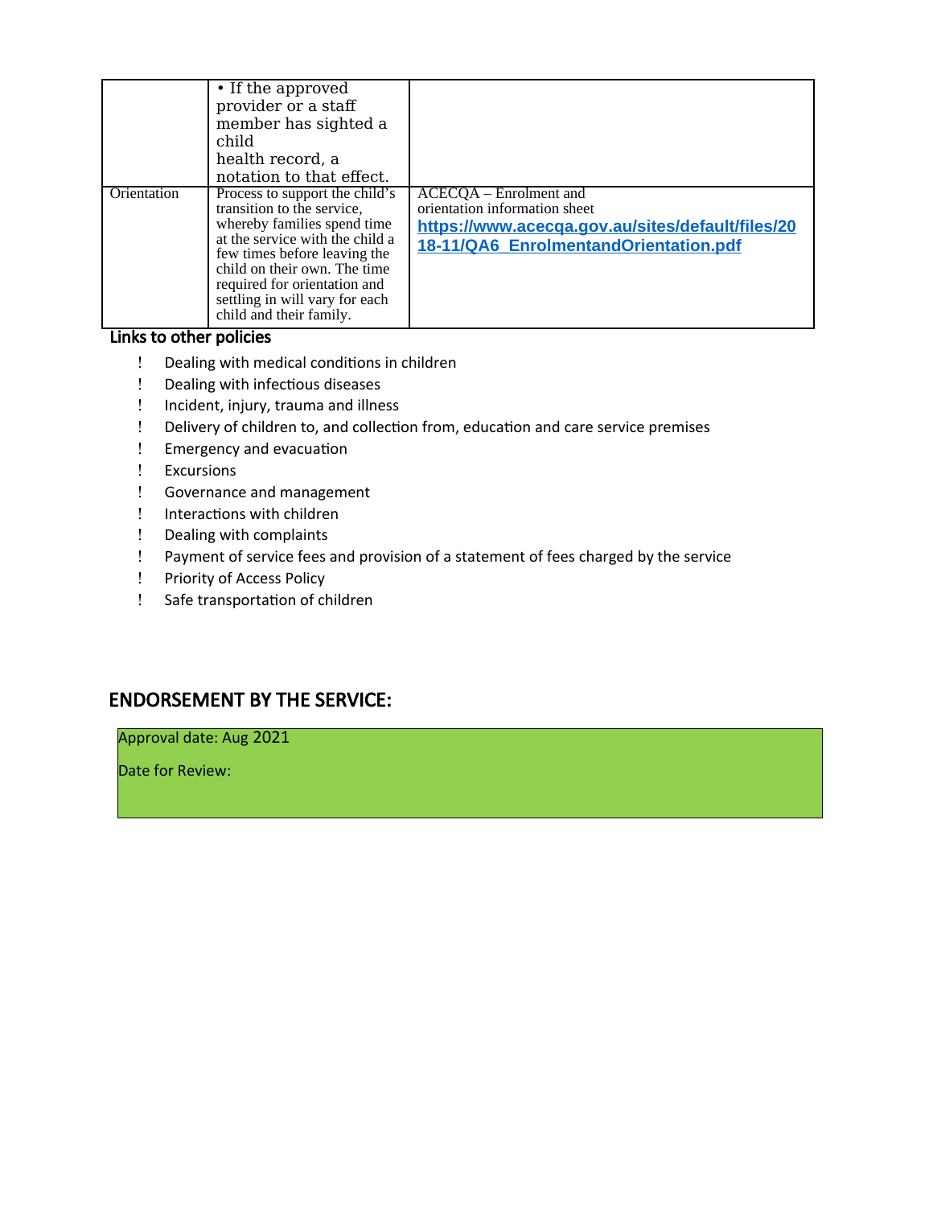| | | |
|---|---|---|
| | • If the approved provider or a staff member has sighted a child health record, a notation to that effect. | |
| Orientation | Process to support the child's transition to the service, whereby families spend time at the service with the child a few times before leaving the child on their own. The time required for orientation and settling in will vary for each child and their family. | ACECQA – Enrolment and orientation information sheet **https://www.acecqa.gov.au/sites/default/files/2018-11/QA6_EnrolmentandOrientation.pdf** |

**Links to other policies**

- Dealing with medical conditions in children
- Dealing with infectious diseases
- Incident, injury, trauma and illness
- Delivery of children to, and collection from, education and care service premises
- Emergency and evacuation
- Excursions
- Governance and management
- Interactions with children
- Dealing with complaints
- Payment of service fees and provision of a statement of fees charged by the service
- Priority of Access Policy
- Safe transportation of children

## ENDORSEMENT BY THE SERVICE:

Approval date: Aug 2021

Date for Review: